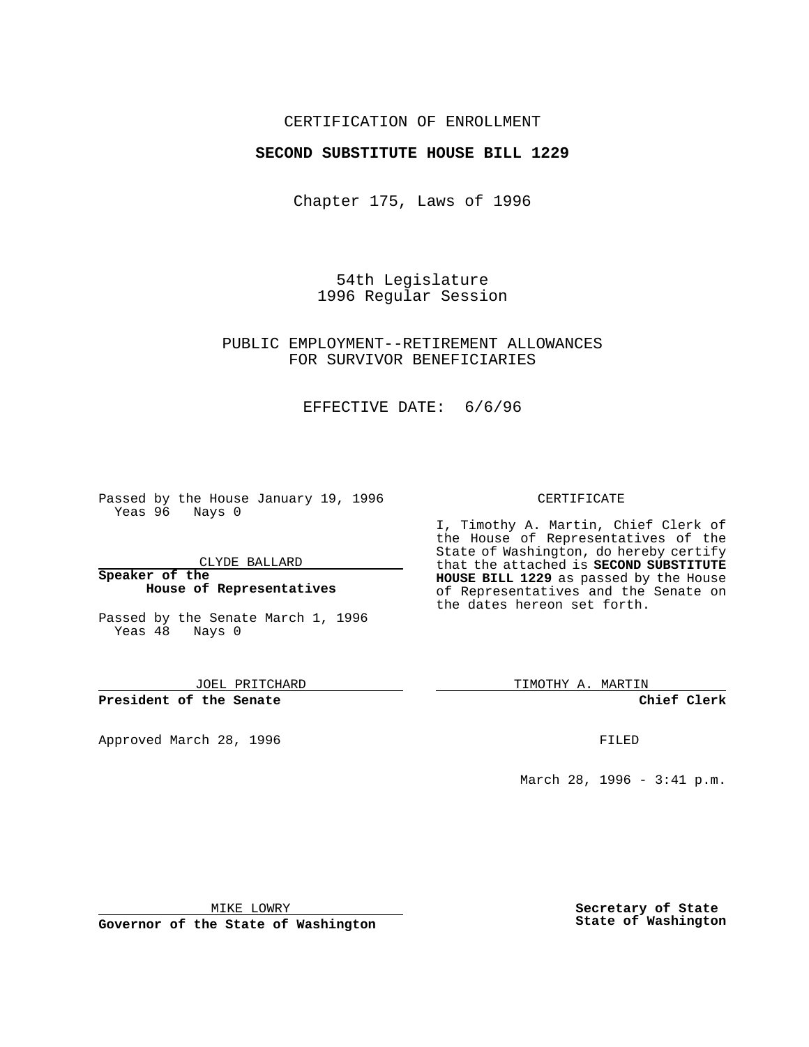CERTIFICATION OF ENROLLMENT

**SECOND SUBSTITUTE HOUSE BILL 1229**

Chapter 175, Laws of 1996

54th Legislature
1996 Regular Session

PUBLIC EMPLOYMENT--RETIREMENT ALLOWANCES
FOR SURVIVOR BENEFICIARIES

EFFECTIVE DATE: 6/6/96

Passed by the House January 19, 1996
Yeas 96 Nays 0

CLYDE BALLARD

**Speaker of the House of Representatives**

Passed by the Senate March 1, 1996
Yeas 48 Nays 0

JOEL PRITCHARD

**President of the Senate**

Approved March 28, 1996

MIKE LOWRY

**Governor of the State of Washington**

CERTIFICATE

I, Timothy A. Martin, Chief Clerk of the House of Representatives of the State of Washington, do hereby certify that the attached is **SECOND SUBSTITUTE HOUSE BILL 1229** as passed by the House of Representatives and the Senate on the dates hereon set forth.

TIMOTHY A. MARTIN

**Chief Clerk**

FILED

March 28, 1996 - 3:41 p.m.

**Secretary of State**
**State of Washington**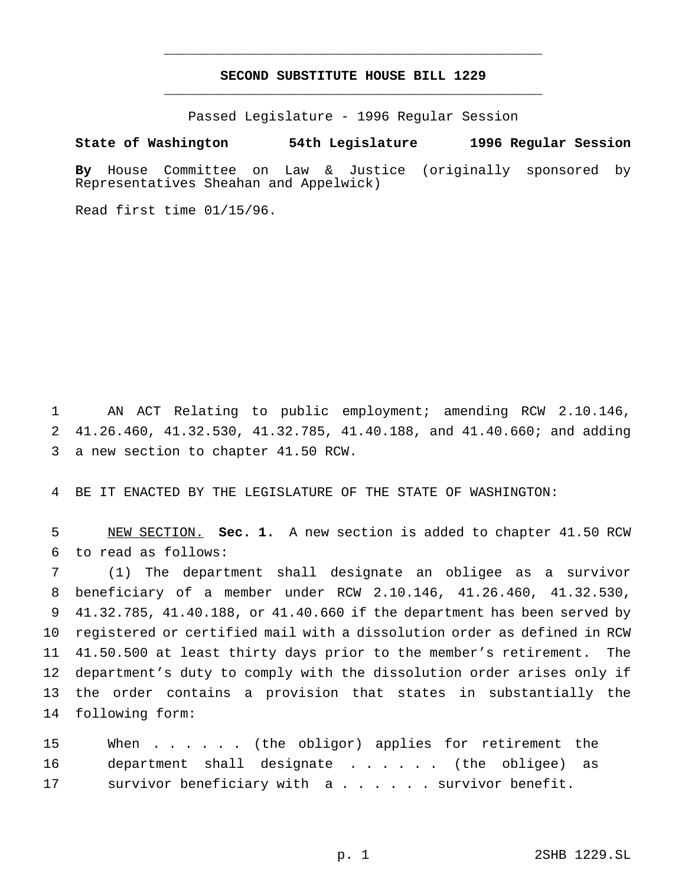# SECOND SUBSTITUTE HOUSE BILL 1229

Passed Legislature - 1996 Regular Session

**State of Washington 54th Legislature 1996 Regular Session**

**By** House Committee on Law & Justice (originally sponsored by Representatives Sheahan and Appelwick)

Read first time 01/15/96.

AN ACT Relating to public employment; amending RCW 2.10.146, 41.26.460, 41.32.530, 41.32.785, 41.40.188, and 41.40.660; and adding a new section to chapter 41.50 RCW.

BE IT ENACTED BY THE LEGISLATURE OF THE STATE OF WASHINGTON:

NEW SECTION. **Sec. 1.** A new section is added to chapter 41.50 RCW to read as follows:

(1) The department shall designate an obligee as a survivor beneficiary of a member under RCW 2.10.146, 41.26.460, 41.32.530, 41.32.785, 41.40.188, or 41.40.660 if the department has been served by registered or certified mail with a dissolution order as defined in RCW 41.50.500 at least thirty days prior to the member's retirement. The department's duty to comply with the dissolution order arises only if the order contains a provision that states in substantially the following form:

When . . . . . . (the obligor) applies for retirement the department shall designate . . . . . . (the obligee) as survivor beneficiary with a . . . . . . survivor benefit.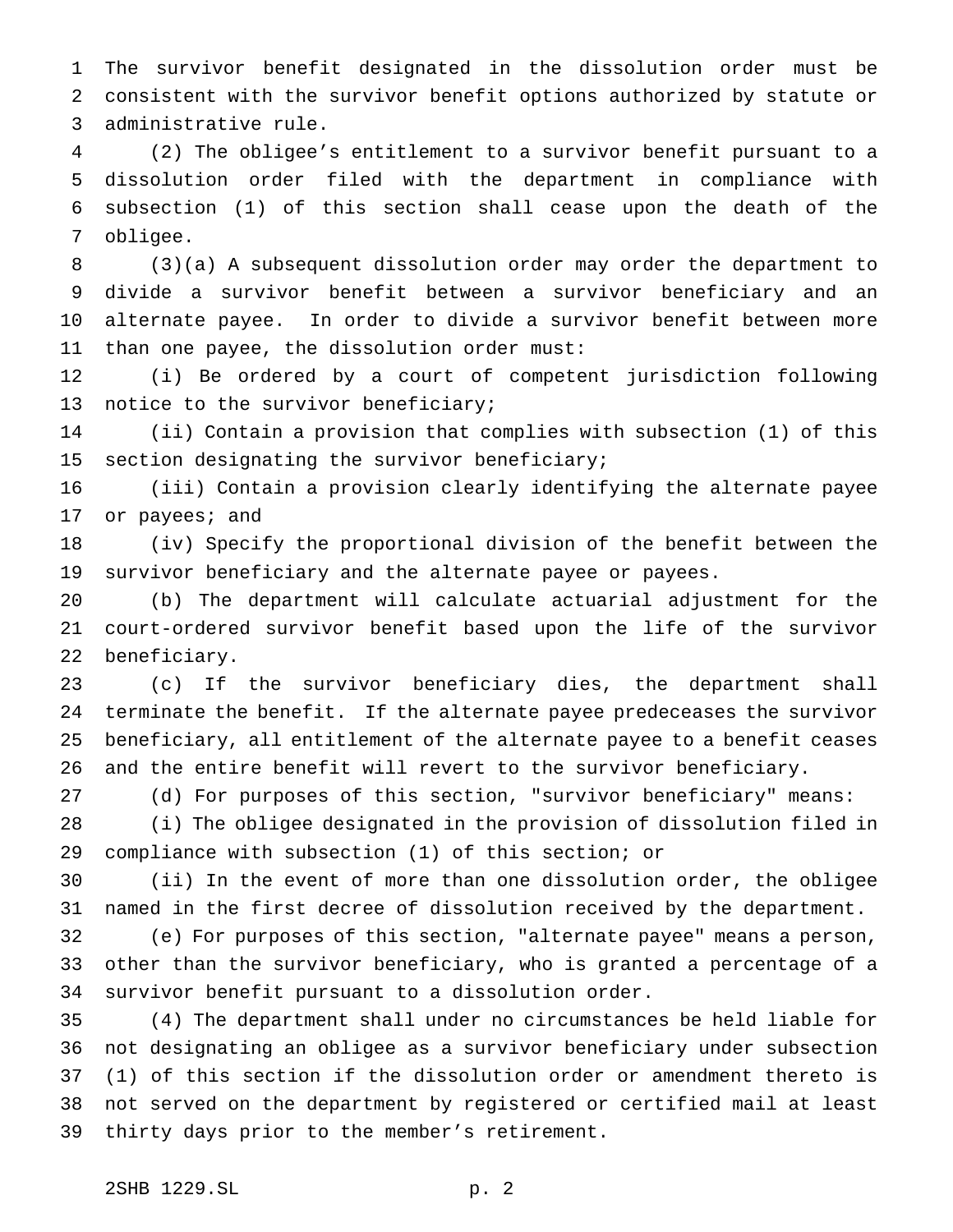The survivor benefit designated in the dissolution order must be consistent with the survivor benefit options authorized by statute or administrative rule.

(2) The obligee's entitlement to a survivor benefit pursuant to a dissolution order filed with the department in compliance with subsection (1) of this section shall cease upon the death of the obligee.

(3)(a) A subsequent dissolution order may order the department to divide a survivor benefit between a survivor beneficiary and an alternate payee. In order to divide a survivor benefit between more than one payee, the dissolution order must:

(i) Be ordered by a court of competent jurisdiction following notice to the survivor beneficiary;

(ii) Contain a provision that complies with subsection (1) of this section designating the survivor beneficiary;

(iii) Contain a provision clearly identifying the alternate payee or payees; and

(iv) Specify the proportional division of the benefit between the survivor beneficiary and the alternate payee or payees.

(b) The department will calculate actuarial adjustment for the court-ordered survivor benefit based upon the life of the survivor beneficiary.

(c) If the survivor beneficiary dies, the department shall terminate the benefit. If the alternate payee predeceases the survivor beneficiary, all entitlement of the alternate payee to a benefit ceases and the entire benefit will revert to the survivor beneficiary.

(d) For purposes of this section, "survivor beneficiary" means:

(i) The obligee designated in the provision of dissolution filed in compliance with subsection (1) of this section; or

(ii) In the event of more than one dissolution order, the obligee named in the first decree of dissolution received by the department.

(e) For purposes of this section, "alternate payee" means a person, other than the survivor beneficiary, who is granted a percentage of a survivor benefit pursuant to a dissolution order.

(4) The department shall under no circumstances be held liable for not designating an obligee as a survivor beneficiary under subsection (1) of this section if the dissolution order or amendment thereto is not served on the department by registered or certified mail at least thirty days prior to the member's retirement.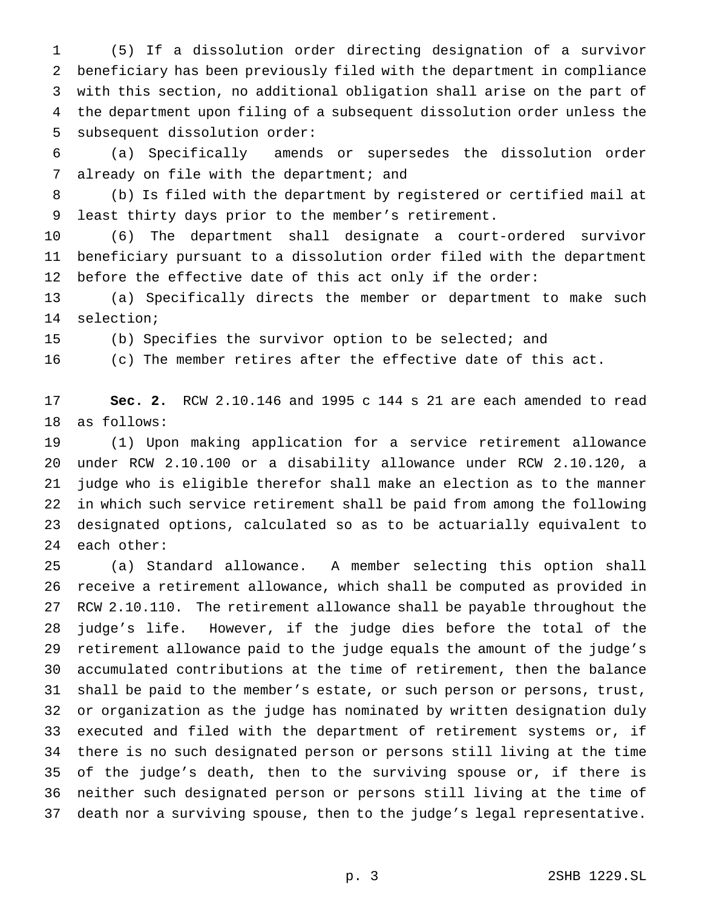(5) If a dissolution order directing designation of a survivor beneficiary has been previously filed with the department in compliance with this section, no additional obligation shall arise on the part of the department upon filing of a subsequent dissolution order unless the subsequent dissolution order:

(a) Specifically amends or supersedes the dissolution order already on file with the department; and

(b) Is filed with the department by registered or certified mail at least thirty days prior to the member's retirement.

(6) The department shall designate a court-ordered survivor beneficiary pursuant to a dissolution order filed with the department before the effective date of this act only if the order:

(a) Specifically directs the member or department to make such selection;

(b) Specifies the survivor option to be selected; and

(c) The member retires after the effective date of this act.

**Sec. 2.** RCW 2.10.146 and 1995 c 144 s 21 are each amended to read as follows:

(1) Upon making application for a service retirement allowance under RCW 2.10.100 or a disability allowance under RCW 2.10.120, a judge who is eligible therefor shall make an election as to the manner in which such service retirement shall be paid from among the following designated options, calculated so as to be actuarially equivalent to each other:

(a) Standard allowance. A member selecting this option shall receive a retirement allowance, which shall be computed as provided in RCW 2.10.110. The retirement allowance shall be payable throughout the judge's life. However, if the judge dies before the total of the retirement allowance paid to the judge equals the amount of the judge's accumulated contributions at the time of retirement, then the balance shall be paid to the member's estate, or such person or persons, trust, or organization as the judge has nominated by written designation duly executed and filed with the department of retirement systems or, if there is no such designated person or persons still living at the time of the judge's death, then to the surviving spouse or, if there is neither such designated person or persons still living at the time of death nor a surviving spouse, then to the judge's legal representative.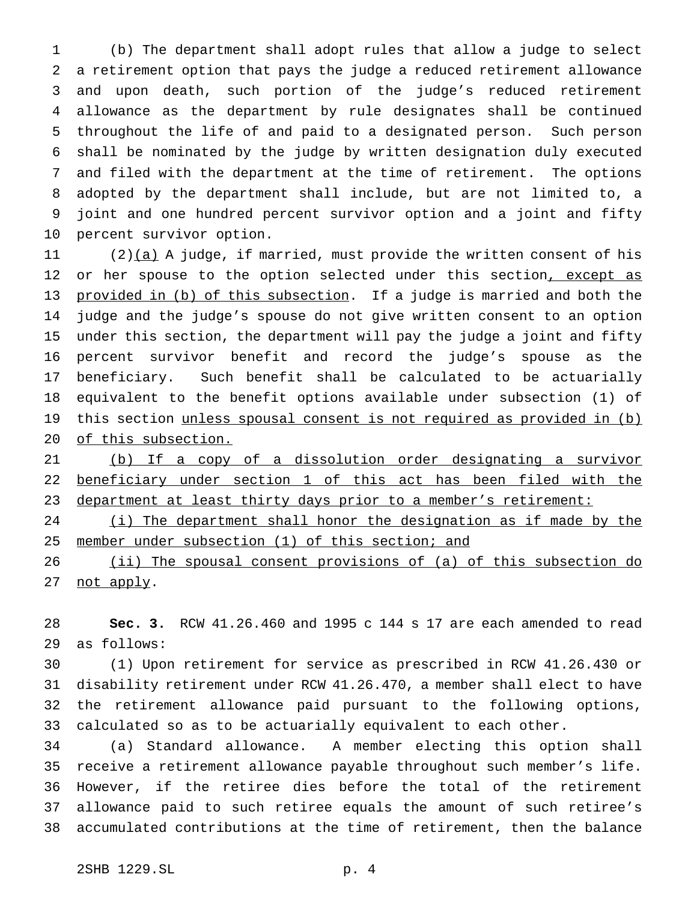(b) The department shall adopt rules that allow a judge to select a retirement option that pays the judge a reduced retirement allowance and upon death, such portion of the judge's reduced retirement allowance as the department by rule designates shall be continued throughout the life of and paid to a designated person. Such person shall be nominated by the judge by written designation duly executed and filed with the department at the time of retirement. The options adopted by the department shall include, but are not limited to, a joint and one hundred percent survivor option and a joint and fifty percent survivor option.

(2)<u>(a)</u> A judge, if married, must provide the written consent of his or her spouse to the option selected under this section<u>, except as provided in (b) of this subsection</u>. If a judge is married and both the judge and the judge's spouse do not give written consent to an option under this section, the department will pay the judge a joint and fifty percent survivor benefit and record the judge's spouse as the beneficiary. Such benefit shall be calculated to be actuarially equivalent to the benefit options available under subsection (1) of this section <u>unless spousal consent is not required as provided in (b) of this subsection.</u>

<u>(b) If a copy of a dissolution order designating a survivor beneficiary under section 1 of this act has been filed with the department at least thirty days prior to a member's retirement:</u>

<u>(i) The department shall honor the designation as if made by the member under subsection (1) of this section; and</u>

<u>(ii) The spousal consent provisions of (a) of this subsection do not apply</u>.

**Sec. 3.** RCW 41.26.460 and 1995 c 144 s 17 are each amended to read as follows:

(1) Upon retirement for service as prescribed in RCW 41.26.430 or disability retirement under RCW 41.26.470, a member shall elect to have the retirement allowance paid pursuant to the following options, calculated so as to be actuarially equivalent to each other.

(a) Standard allowance. A member electing this option shall receive a retirement allowance payable throughout such member's life. However, if the retiree dies before the total of the retirement allowance paid to such retiree equals the amount of such retiree's accumulated contributions at the time of retirement, then the balance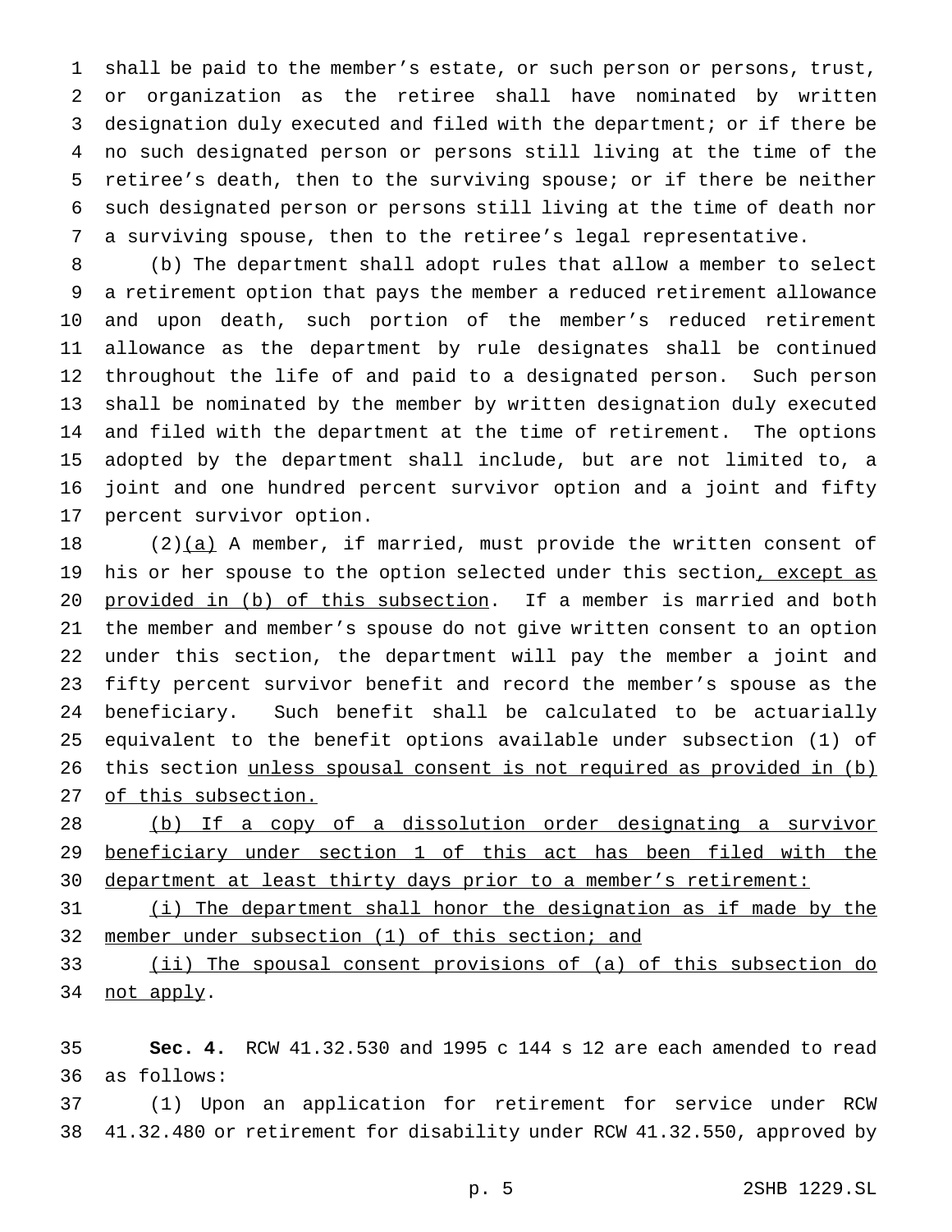shall be paid to the member's estate, or such person or persons, trust, or organization as the retiree shall have nominated by written designation duly executed and filed with the department; or if there be no such designated person or persons still living at the time of the retiree's death, then to the surviving spouse; or if there be neither such designated person or persons still living at the time of death nor a surviving spouse, then to the retiree's legal representative.

(b) The department shall adopt rules that allow a member to select a retirement option that pays the member a reduced retirement allowance and upon death, such portion of the member's reduced retirement allowance as the department by rule designates shall be continued throughout the life of and paid to a designated person. Such person shall be nominated by the member by written designation duly executed and filed with the department at the time of retirement. The options adopted by the department shall include, but are not limited to, a joint and one hundred percent survivor option and a joint and fifty percent survivor option.

(2)<u>(a)</u> A member, if married, must provide the written consent of his or her spouse to the option selected under this section<u>, except as provided in (b) of this subsection</u>. If a member is married and both the member and member's spouse do not give written consent to an option under this section, the department will pay the member a joint and fifty percent survivor benefit and record the member's spouse as the beneficiary. Such benefit shall be calculated to be actuarially equivalent to the benefit options available under subsection (1) of this section <u>unless spousal consent is not required as provided in (b) of this subsection.</u>

<u>(b) If a copy of a dissolution order designating a survivor beneficiary under section 1 of this act has been filed with the department at least thirty days prior to a member's retirement:</u>

<u>(i) The department shall honor the designation as if made by the member under subsection (1) of this section; and</u>

<u>(ii) The spousal consent provisions of (a) of this subsection do not apply</u>.

**Sec. 4.** RCW 41.32.530 and 1995 c 144 s 12 are each amended to read as follows:

(1) Upon an application for retirement for service under RCW 41.32.480 or retirement for disability under RCW 41.32.550, approved by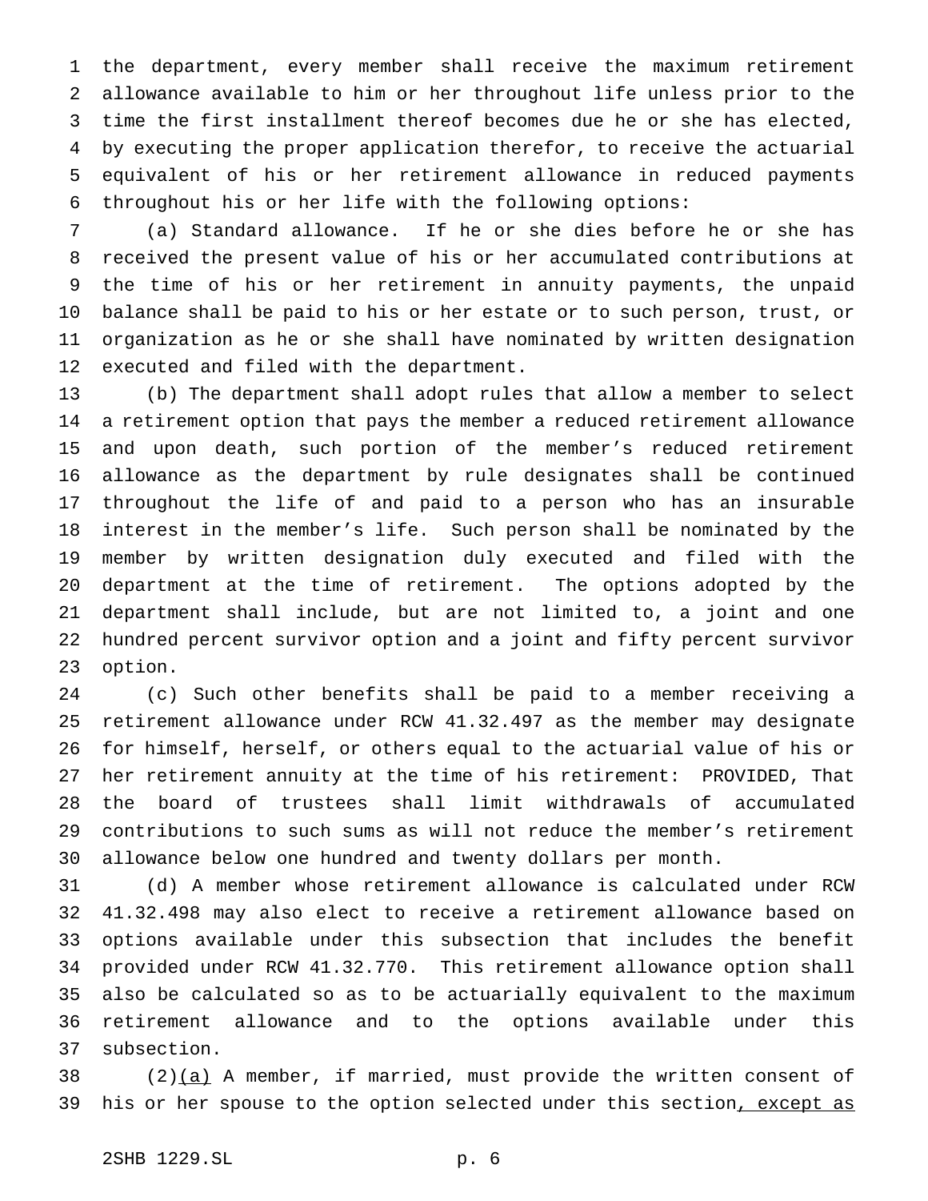the department, every member shall receive the maximum retirement allowance available to him or her throughout life unless prior to the time the first installment thereof becomes due he or she has elected, by executing the proper application therefor, to receive the actuarial equivalent of his or her retirement allowance in reduced payments throughout his or her life with the following options:

(a) Standard allowance. If he or she dies before he or she has received the present value of his or her accumulated contributions at the time of his or her retirement in annuity payments, the unpaid balance shall be paid to his or her estate or to such person, trust, or organization as he or she shall have nominated by written designation executed and filed with the department.

(b) The department shall adopt rules that allow a member to select a retirement option that pays the member a reduced retirement allowance and upon death, such portion of the member's reduced retirement allowance as the department by rule designates shall be continued throughout the life of and paid to a person who has an insurable interest in the member's life. Such person shall be nominated by the member by written designation duly executed and filed with the department at the time of retirement. The options adopted by the department shall include, but are not limited to, a joint and one hundred percent survivor option and a joint and fifty percent survivor option.

(c) Such other benefits shall be paid to a member receiving a retirement allowance under RCW 41.32.497 as the member may designate for himself, herself, or others equal to the actuarial value of his or her retirement annuity at the time of his retirement: PROVIDED, That the board of trustees shall limit withdrawals of accumulated contributions to such sums as will not reduce the member's retirement allowance below one hundred and twenty dollars per month.

(d) A member whose retirement allowance is calculated under RCW 41.32.498 may also elect to receive a retirement allowance based on options available under this subsection that includes the benefit provided under RCW 41.32.770. This retirement allowance option shall also be calculated so as to be actuarially equivalent to the maximum retirement allowance and to the options available under this subsection.

(2)(a) A member, if married, must provide the written consent of his or her spouse to the option selected under this section, except as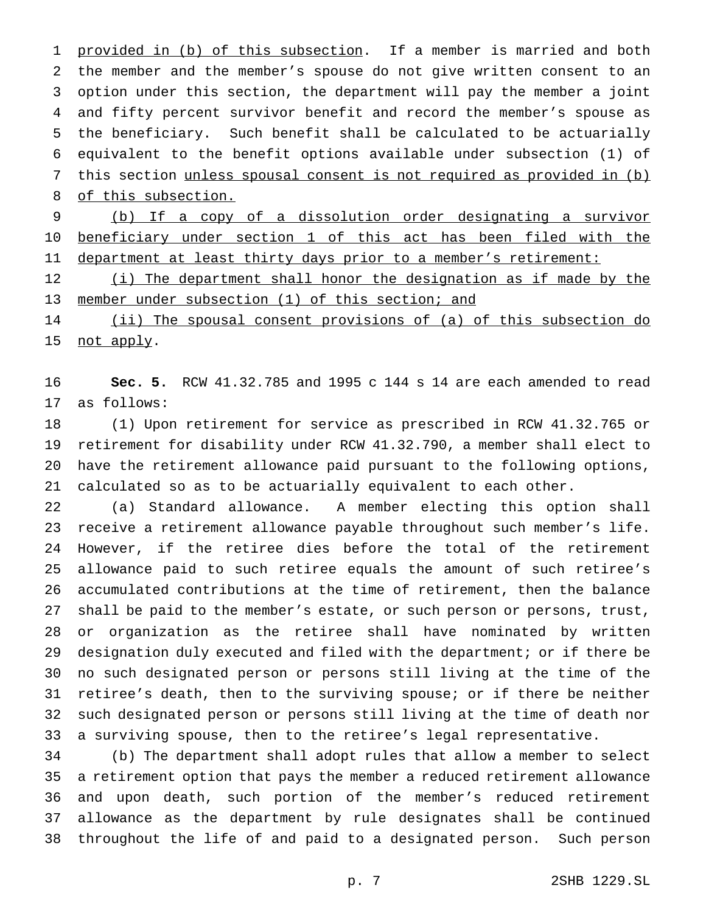provided in (b) of this subsection. If a member is married and both the member and the member's spouse do not give written consent to an option under this section, the department will pay the member a joint and fifty percent survivor benefit and record the member's spouse as the beneficiary. Such benefit shall be calculated to be actuarially equivalent to the benefit options available under subsection (1) of this section unless spousal consent is not required as provided in (b) of this subsection.

(b) If a copy of a dissolution order designating a survivor beneficiary under section 1 of this act has been filed with the department at least thirty days prior to a member's retirement:

(i) The department shall honor the designation as if made by the member under subsection (1) of this section; and

(ii) The spousal consent provisions of (a) of this subsection do not apply.

**Sec. 5.** RCW 41.32.785 and 1995 c 144 s 14 are each amended to read as follows:

(1) Upon retirement for service as prescribed in RCW 41.32.765 or retirement for disability under RCW 41.32.790, a member shall elect to have the retirement allowance paid pursuant to the following options, calculated so as to be actuarially equivalent to each other.

(a) Standard allowance. A member electing this option shall receive a retirement allowance payable throughout such member's life. However, if the retiree dies before the total of the retirement allowance paid to such retiree equals the amount of such retiree's accumulated contributions at the time of retirement, then the balance shall be paid to the member's estate, or such person or persons, trust, or organization as the retiree shall have nominated by written designation duly executed and filed with the department; or if there be no such designated person or persons still living at the time of the retiree's death, then to the surviving spouse; or if there be neither such designated person or persons still living at the time of death nor a surviving spouse, then to the retiree's legal representative.

(b) The department shall adopt rules that allow a member to select a retirement option that pays the member a reduced retirement allowance and upon death, such portion of the member's reduced retirement allowance as the department by rule designates shall be continued throughout the life of and paid to a designated person. Such person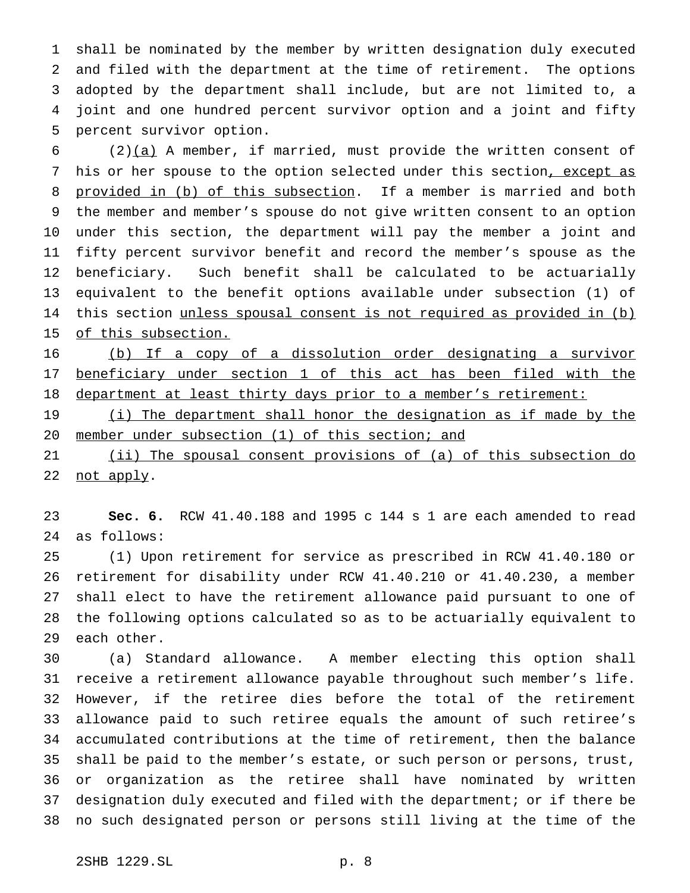shall be nominated by the member by written designation duly executed and filed with the department at the time of retirement. The options adopted by the department shall include, but are not limited to, a joint and one hundred percent survivor option and a joint and fifty percent survivor option.

(2)(a) A member, if married, must provide the written consent of his or her spouse to the option selected under this section, except as provided in (b) of this subsection. If a member is married and both the member and member's spouse do not give written consent to an option under this section, the department will pay the member a joint and fifty percent survivor benefit and record the member's spouse as the beneficiary. Such benefit shall be calculated to be actuarially equivalent to the benefit options available under subsection (1) of this section unless spousal consent is not required as provided in (b) of this subsection.

(b) If a copy of a dissolution order designating a survivor beneficiary under section 1 of this act has been filed with the department at least thirty days prior to a member's retirement:

(i) The department shall honor the designation as if made by the member under subsection (1) of this section; and

(ii) The spousal consent provisions of (a) of this subsection do not apply.

**Sec. 6.** RCW 41.40.188 and 1995 c 144 s 1 are each amended to read as follows:

(1) Upon retirement for service as prescribed in RCW 41.40.180 or retirement for disability under RCW 41.40.210 or 41.40.230, a member shall elect to have the retirement allowance paid pursuant to one of the following options calculated so as to be actuarially equivalent to each other.

(a) Standard allowance. A member electing this option shall receive a retirement allowance payable throughout such member's life. However, if the retiree dies before the total of the retirement allowance paid to such retiree equals the amount of such retiree's accumulated contributions at the time of retirement, then the balance shall be paid to the member's estate, or such person or persons, trust, or organization as the retiree shall have nominated by written designation duly executed and filed with the department; or if there be no such designated person or persons still living at the time of the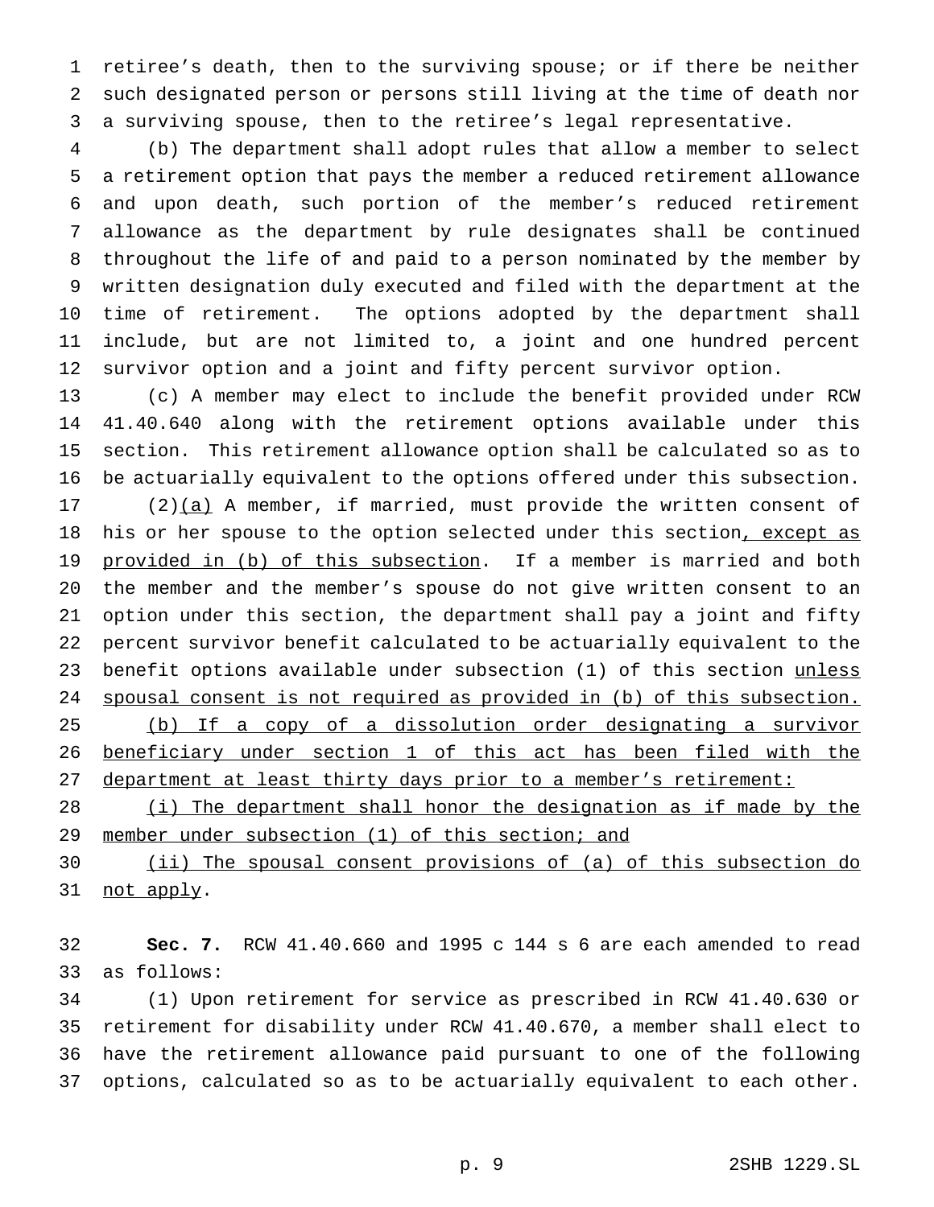retiree's death, then to the surviving spouse; or if there be neither such designated person or persons still living at the time of death nor a surviving spouse, then to the retiree's legal representative.

(b) The department shall adopt rules that allow a member to select a retirement option that pays the member a reduced retirement allowance and upon death, such portion of the member's reduced retirement allowance as the department by rule designates shall be continued throughout the life of and paid to a person nominated by the member by written designation duly executed and filed with the department at the time of retirement. The options adopted by the department shall include, but are not limited to, a joint and one hundred percent survivor option and a joint and fifty percent survivor option.

(c) A member may elect to include the benefit provided under RCW 41.40.640 along with the retirement options available under this section. This retirement allowance option shall be calculated so as to be actuarially equivalent to the options offered under this subsection.

(2)(a) A member, if married, must provide the written consent of his or her spouse to the option selected under this section, except as provided in (b) of this subsection. If a member is married and both the member and the member's spouse do not give written consent to an option under this section, the department shall pay a joint and fifty percent survivor benefit calculated to be actuarially equivalent to the benefit options available under subsection (1) of this section unless spousal consent is not required as provided in (b) of this subsection.

(b) If a copy of a dissolution order designating a survivor beneficiary under section 1 of this act has been filed with the department at least thirty days prior to a member's retirement:

(i) The department shall honor the designation as if made by the member under subsection (1) of this section; and

(ii) The spousal consent provisions of (a) of this subsection do not apply.

**Sec. 7.** RCW 41.40.660 and 1995 c 144 s 6 are each amended to read as follows:

(1) Upon retirement for service as prescribed in RCW 41.40.630 or retirement for disability under RCW 41.40.670, a member shall elect to have the retirement allowance paid pursuant to one of the following options, calculated so as to be actuarially equivalent to each other.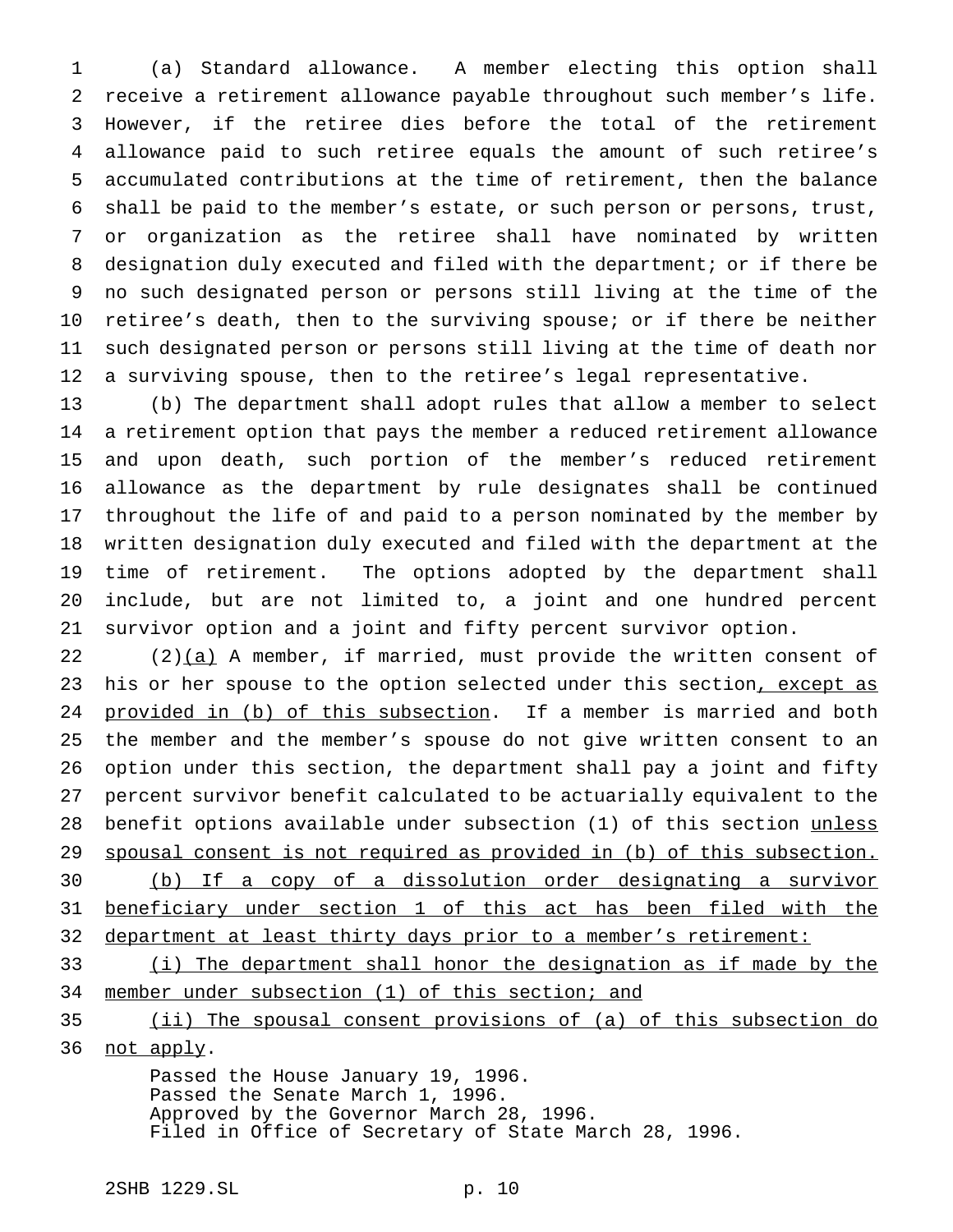(a) Standard allowance. A member electing this option shall receive a retirement allowance payable throughout such member's life. However, if the retiree dies before the total of the retirement allowance paid to such retiree equals the amount of such retiree's accumulated contributions at the time of retirement, then the balance shall be paid to the member's estate, or such person or persons, trust, or organization as the retiree shall have nominated by written designation duly executed and filed with the department; or if there be no such designated person or persons still living at the time of the retiree's death, then to the surviving spouse; or if there be neither such designated person or persons still living at the time of death nor a surviving spouse, then to the retiree's legal representative.

(b) The department shall adopt rules that allow a member to select a retirement option that pays the member a reduced retirement allowance and upon death, such portion of the member's reduced retirement allowance as the department by rule designates shall be continued throughout the life of and paid to a person nominated by the member by written designation duly executed and filed with the department at the time of retirement. The options adopted by the department shall include, but are not limited to, a joint and one hundred percent survivor option and a joint and fifty percent survivor option.

(2)(a) A member, if married, must provide the written consent of his or her spouse to the option selected under this section, except as provided in (b) of this subsection. If a member is married and both the member and the member's spouse do not give written consent to an option under this section, the department shall pay a joint and fifty percent survivor benefit calculated to be actuarially equivalent to the benefit options available under subsection (1) of this section unless spousal consent is not required as provided in (b) of this subsection.

(b) If a copy of a dissolution order designating a survivor beneficiary under section 1 of this act has been filed with the department at least thirty days prior to a member's retirement:

(i) The department shall honor the designation as if made by the member under subsection (1) of this section; and

(ii) The spousal consent provisions of (a) of this subsection do not apply.

Passed the House January 19, 1996.
Passed the Senate March 1, 1996.
Approved by the Governor March 28, 1996.
Filed in Office of Secretary of State March 28, 1996.